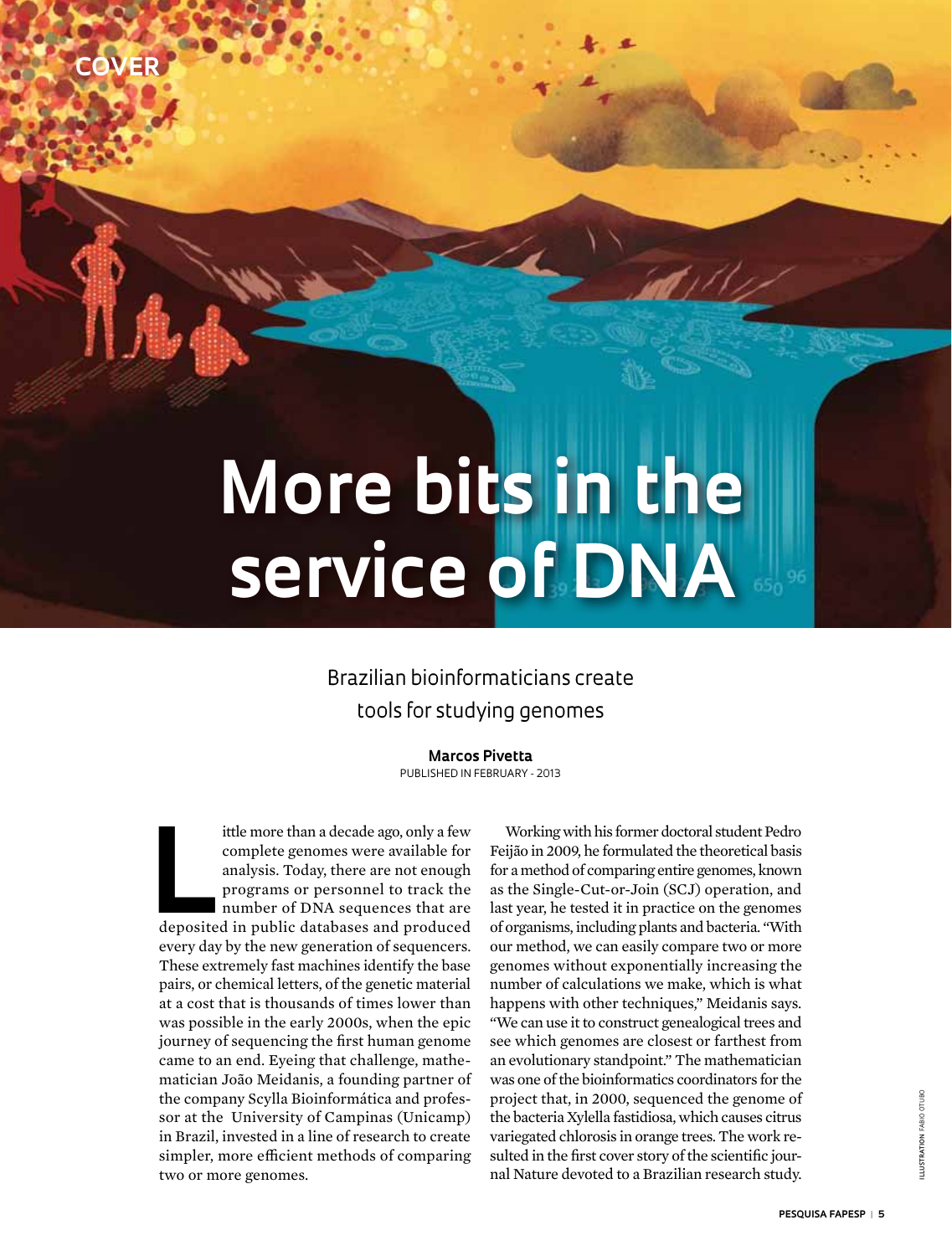COVER

# More bits in the service of DNA

## Brazilian bioinformaticians create tools for studying genomes

**Marcos Pivetta**

PUBLISHED IN FEBRUARY - 2013

Little more than a decade ago, only a few complete genomes were available for analysis. Today, there are not enough programs or personnel to track the number of DNA sequences that are deposited in public databases and produced every day by the new generation of sequencers. These extremely fast machines identify the base pairs, or chemical letters, of the genetic material at a cost that is thousands of times lower than was possible in the early 2000s, when the epic journey of sequencing the first human genome came to an end. Eyeing that challenge, mathematician João Meidanis, a founding partner of the company Scylla Bioinformática and professor at the University of Campinas (Unicamp) in Brazil, invested in a line of research to create simpler, more efficient methods of comparing two or more genomes.

Working with his former doctoral student Pedro Feijão in 2009, he formulated the theoretical basis for a method of comparing entire genomes, known as the Single-Cut-or-Join (SCJ) operation, and last year, he tested it in practice on the genomes of organisms, including plants and bacteria. "With our method, we can easily compare two or more genomes without exponentially increasing the number of calculations we make, which is what happens with other techniques," Meidanis says. "We can use it to construct genealogical trees and see which genomes are closest or farthest from an evolutionary standpoint." The mathematician was one of the bioinformatics coordinators for the project that, in 2000, sequenced the genome of the bacteria Xylella fastidiosa, which causes citrus variegated chlorosis in orange trees. The work resulted in the first cover story of the scientific journal Nature devoted to a Brazilian research study.

ILLUSTRATION FABIO OTUBO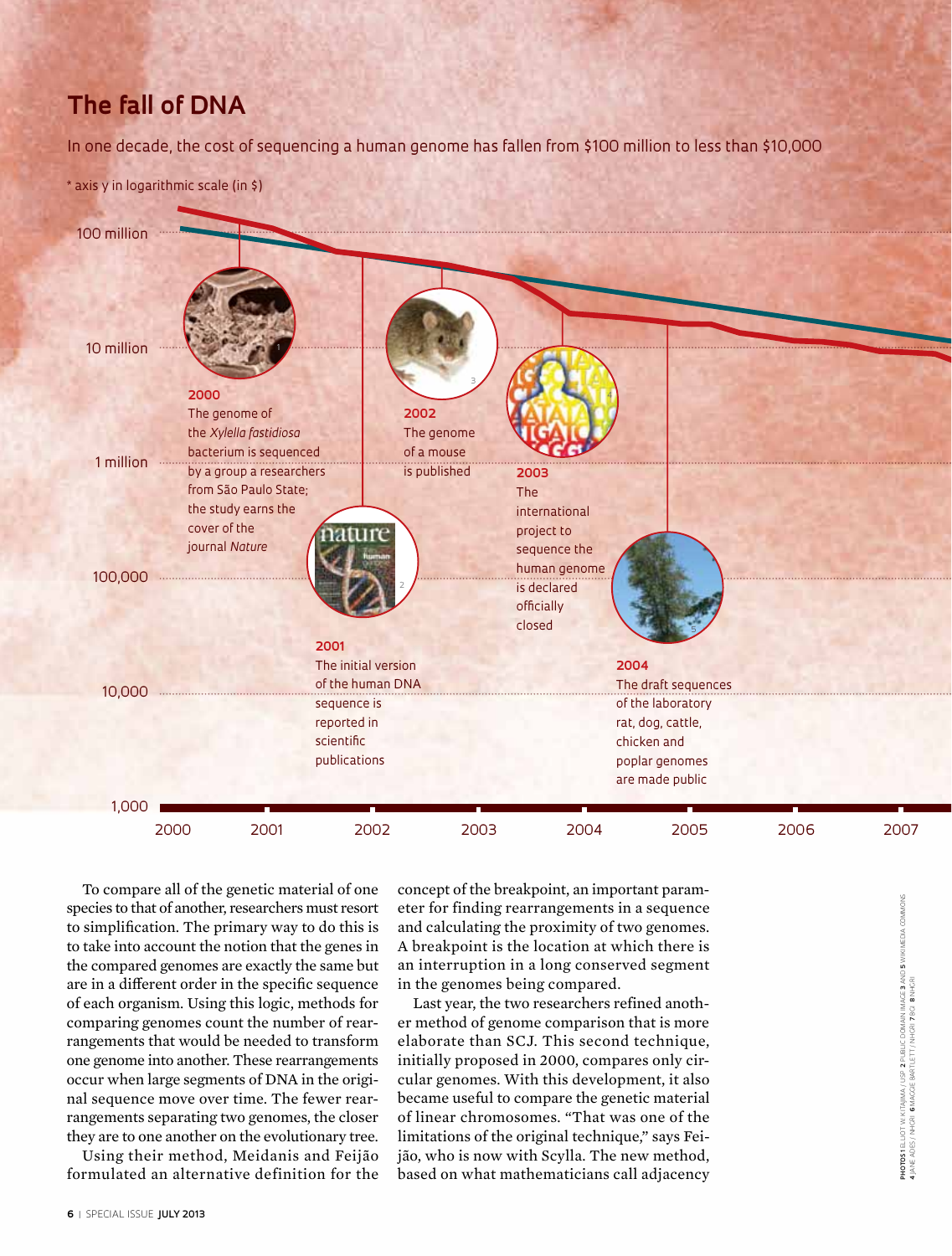## The fall of DNA

In one decade, the cost of sequencing a human genome has fallen from $100 million to less than $10,000

* axis y in logarithmic scale (in $)

100 million

10 million

1 million

100,000

10,000

1,000

2000 2001 2002 2003 2004 2005 2006 2007

**2000**
The genome of the *Xylella fastidiosa* bacterium is sequenced by a group a researchers from São Paulo State; the study earns the cover of the journal *Nature*

**2001**
The initial version of the human DNA sequence is reported in scientific publications

**2002**
The genome of a mouse is published

**2003**
The international project to sequence the human genome is declared officially closed

**2004**
The draft sequences of the laboratory rat, dog, cattle, chicken and poplar genomes are made public

To compare all of the genetic material of one species to that of another, researchers must resort to simplification. The primary way to do this is to take into account the notion that the genes in the compared genomes are exactly the same but are in a different order in the specific sequence of each organism. Using this logic, methods for comparing genomes count the number of rearrangements that would be needed to transform one genome into another. These rearrangements occur when large segments of DNA in the original sequence move over time. The fewer rearrangements separating two genomes, the closer they are to one another on the evolutionary tree.

Using their method, Meidanis and Feijão formulated an alternative definition for the concept of the breakpoint, an important parameter for finding rearrangements in a sequence and calculating the proximity of two genomes. A breakpoint is the location at which there is an interruption in a long conserved segment in the genomes being compared.

Last year, the two researchers refined another method of genome comparison that is more elaborate than SCJ. This second technique, initially proposed in 2000, compares only circular genomes. With this development, it also became useful to compare the genetic material of linear chromosomes. "That was one of the limitations of the original technique," says Feijão, who is now with Scylla. The new method, based on what mathematicians call adjacency

PHOTOS 1 ELLIOT W. KITAJIMA / USP 2 PUBLIC DOMAIN IMAGE 3 AND 5 WIKIMEDIA COMMONS 4 JANE ADES / NHGRI 6 MAGGIE BARTLETT / NHGRI 7 BG 8 NHGRI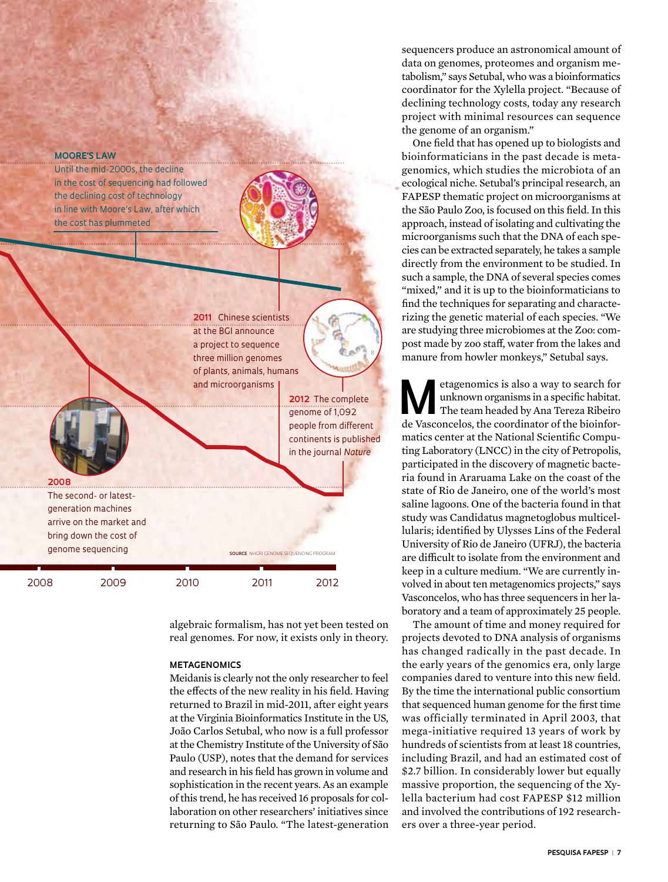**MOORE'S LAW**
Until the mid-2000s, the decline in the cost of sequencing had followed the declining cost of technology in line with Moore's Law, after which the cost has plummeted

**2011** Chinese scientists at the BGI announce a project to sequence three million genomes of plants, animals, humans and microorganisms

**2012** The complete genome of 1,092 people from different continents is published in the journal *Nature*

**2008**
The second- or latest-generation machines arrive on the market and bring down the cost of genome sequencing

**SOURCE** NHGRI GENOME SEQUENCING PROGRAM

2008 2009 2010 2011 2012

algebraic formalism, has not yet been tested on real genomes. For now, it exists only in theory.

### METAGENOMICS

Meidanis is clearly not the only researcher to feel the effects of the new reality in his field. Having returned to Brazil in mid-2011, after eight years at the Virginia Bioinformatics Institute in the US, João Carlos Setubal, who now is a full professor at the Chemistry Institute of the University of São Paulo (USP), notes that the demand for services and research in his field has grown in volume and sophistication in the recent years. As an example of this trend, he has received 16 proposals for collaboration on other researchers' initiatives since returning to São Paulo. "The latest-generation sequencers produce an astronomical amount of data on genomes, proteomes and organism metabolism," says Setubal, who was a bioinformatics coordinator for the Xylella project. "Because of declining technology costs, today any research project with minimal resources can sequence the genome of an organism."

One field that has opened up to biologists and bioinformaticians in the past decade is metagenomics, which studies the microbiota of an ecological niche. Setubal's principal research, an FAPESP thematic project on microorganisms at the São Paulo Zoo, is focused on this field. In this approach, instead of isolating and cultivating the microorganisms such that the DNA of each species can be extracted separately, he takes a sample directly from the environment to be studied. In such a sample, the DNA of several species comes "mixed," and it is up to the bioinformaticians to find the techniques for separating and characterizing the genetic material of each species. "We are studying three microbiomes at the Zoo: compost made by zoo staff, water from the lakes and manure from howler monkeys," Setubal says.

Metagenomics is also a way to search for unknown organisms in a specific habitat. The team headed by Ana Tereza Ribeiro de Vasconcelos, the coordinator of the bioinformatics center at the National Scientific Computing Laboratory (LNCC) in the city of Petropolis, participated in the discovery of magnetic bacteria found in Araruama Lake on the coast of the state of Rio de Janeiro, one of the world's most saline lagoons. One of the bacteria found in that study was Candidatus magnetoglobus multicellularis; identified by Ulysses Lins of the Federal University of Rio de Janeiro (UFRJ), the bacteria are difficult to isolate from the environment and keep in a culture medium. "We are currently involved in about ten metagenomics projects," says Vasconcelos, who has three sequencers in her laboratory and a team of approximately 25 people.

The amount of time and money required for projects devoted to DNA analysis of organisms has changed radically in the past decade. In the early years of the genomics era, only large companies dared to venture into this new field. By the time the international public consortium that sequenced human genome for the first time was officially terminated in April 2003, that mega-initiative required 13 years of work by hundreds of scientists from at least 18 countries, including Brazil, and had an estimated cost of $2.7 billion. In considerably lower but equally massive proportion, the sequencing of the Xylella bacterium had cost FAPESP $12 million and involved the contributions of 192 researchers over a three-year period.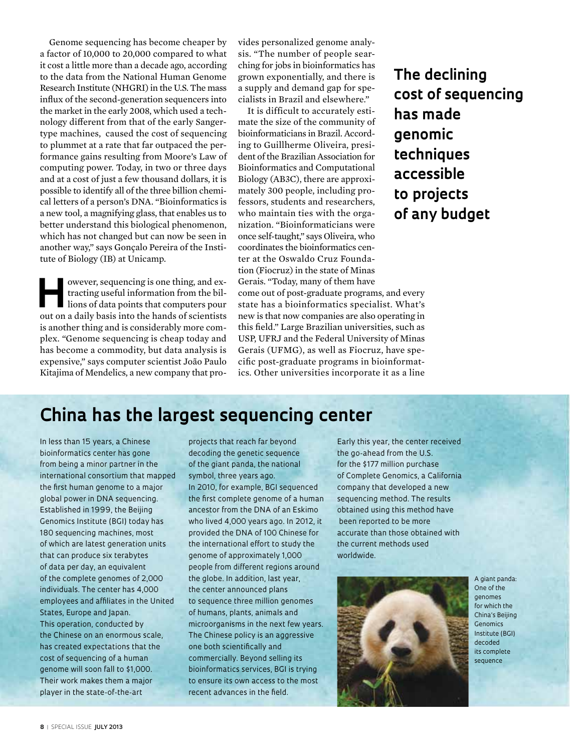Genome sequencing has become cheaper by a factor of 10,000 to 20,000 compared to what it cost a little more than a decade ago, according to the data from the National Human Genome Research Institute (NHGRI) in the U.S. The mass influx of the second-generation sequencers into the market in the early 2008, which used a technology different from that of the early Sanger-type machines, caused the cost of sequencing to plummet at a rate that far outpaced the performance gains resulting from Moore's Law of computing power. Today, in two or three days and at a cost of just a few thousand dollars, it is possible to identify all of the three billion chemical letters of a person's DNA. "Bioinformatics is a new tool, a magnifying glass, that enables us to better understand this biological phenomenon, which has not changed but can now be seen in another way," says Gonçalo Pereira of the Institute of Biology (IB) at Unicamp.

However, sequencing is one thing, and extracting useful information from the billions of data points that computers pour out on a daily basis into the hands of scientists is another thing and is considerably more complex. "Genome sequencing is cheap today and has become a commodity, but data analysis is expensive," says computer scientist João Paulo Kitajima of Mendelics, a new company that provides personalized genome analysis. "The number of people searching for jobs in bioinformatics has grown exponentially, and there is a supply and demand gap for specialists in Brazil and elsewhere."

It is difficult to accurately estimate the size of the community of bioinformaticians in Brazil. According to Guillherme Oliveira, president of the Brazilian Association for Bioinformatics and Computational Biology (AB3C), there are approximately 300 people, including professors, students and researchers, who maintain ties with the organization. "Bioinformaticians were once self-taught," says Oliveira, who coordinates the bioinformatics center at the Oswaldo Cruz Foundation (Fiocruz) in the state of Minas Gerais. "Today, many of them have come out of post-graduate programs, and every state has a bioinformatics specialist. What's new is that now companies are also operating in this field." Large Brazilian universities, such as USP, UFRJ and the Federal University of Minas Gerais (UFMG), as well as Fiocruz, have specific post-graduate programs in bioinformatics. Other universities incorporate it as a line

**The declining cost of sequencing has made genomic techniques accessible to projects of any budget**

## China has the largest sequencing center

In less than 15 years, a Chinese bioinformatics center has gone from being a minor partner in the international consortium that mapped the first human genome to a major global power in DNA sequencing. Established in 1999, the Beijing Genomics Institute (BGI) today has 180 sequencing machines, most of which are latest generation units that can produce six terabytes of data per day, an equivalent of the complete genomes of 2,000 individuals. The center has 4,000 employees and affiliates in the United States, Europe and Japan. This operation, conducted by the Chinese on an enormous scale, has created expectations that the cost of sequencing of a human genome will soon fall to $1,000. Their work makes them a major player in the state-of-the-art projects that reach far beyond decoding the genetic sequence of the giant panda, the national symbol, three years ago.

In 2010, for example, BGI sequenced the first complete genome of a human ancestor from the DNA of an Eskimo who lived 4,000 years ago. In 2012, it provided the DNA of 100 Chinese for the international effort to study the genome of approximately 1,000 people from different regions around the globe. In addition, last year, the center announced plans to sequence three million genomes of humans, plants, animals and microorganisms in the next few years. The Chinese policy is an aggressive one both scientifically and commercially. Beyond selling its bioinformatics services, BGI is trying to ensure its own access to the most recent advances in the field.

Early this year, the center received the go-ahead from the U.S. for the $177 million purchase of Complete Genomics, a California company that developed a new sequencing method. The results obtained using this method have been reported to be more accurate than those obtained with the current methods used worldwide.

A giant panda: One of the genomes for which the China's Beijing Genomics Institute (BGI) decoded its complete sequence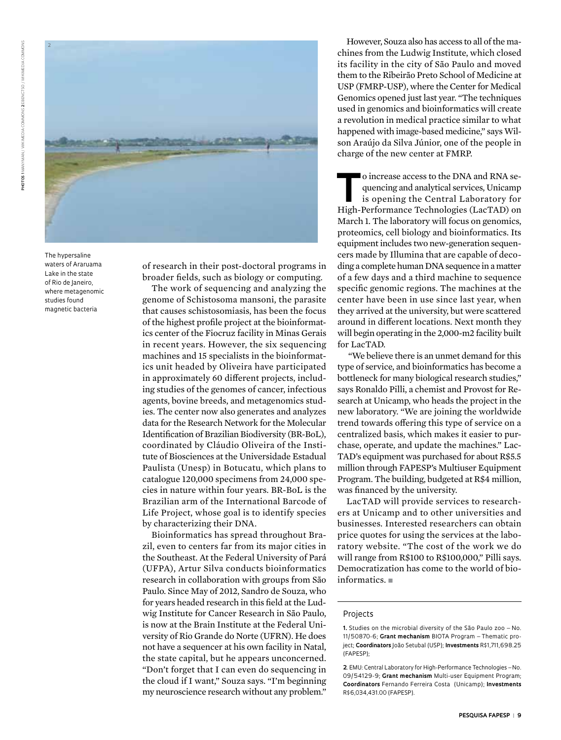The hypersaline waters of Araruama Lake in the state of Rio de Janeiro, where metagenomic studies found magnetic bacteria

of research in their post-doctoral programs in broader fields, such as biology or computing.

The work of sequencing and analyzing the genome of Schistosoma mansoni, the parasite that causes schistosomiasis, has been the focus of the highest profile project at the bioinformatics center of the Fiocruz facility in Minas Gerais in recent years. However, the six sequencing machines and 15 specialists in the bioinformatics unit headed by Oliveira have participated in approximately 60 different projects, including studies of the genomes of cancer, infectious agents, bovine breeds, and metagenomics studies. The center now also generates and analyzes data for the Research Network for the Molecular Identification of Brazilian Biodiversity (BR-BoL), coordinated by Cláudio Oliveira of the Institute of Biosciences at the Universidade Estadual Paulista (Unesp) in Botucatu, which plans to catalogue 120,000 specimens from 24,000 species in nature within four years. BR-BoL is the Brazilian arm of the International Barcode of Life Project, whose goal is to identify species by characterizing their DNA.

Bioinformatics has spread throughout Brazil, even to centers far from its major cities in the Southeast. At the Federal University of Pará (UFPA), Artur Silva conducts bioinformatics research in collaboration with groups from São Paulo. Since May of 2012, Sandro de Souza, who for years headed research in this field at the Ludwig Institute for Cancer Research in São Paulo, is now at the Brain Institute at the Federal University of Rio Grande do Norte (UFRN). He does not have a sequencer at his own facility in Natal, the state capital, but he appears unconcerned. "Don't forget that I can even do sequencing in the cloud if I want," Souza says. "I'm beginning my neuroscience research without any problem."

However, Souza also has access to all of the machines from the Ludwig Institute, which closed its facility in the city of São Paulo and moved them to the Ribeirão Preto School of Medicine at USP (FMRP-USP), where the Center for Medical Genomics opened just last year. "The techniques used in genomics and bioinformatics will create a revolution in medical practice similar to what happened with image-based medicine," says Wilson Araújo da Silva Júnior, one of the people in charge of the new center at FMRP.

To increase access to the DNA and RNA sequencing and analytical services, Unicamp is opening the Central Laboratory for High-Performance Technologies (LacTAD) on March 1. The laboratory will focus on genomics, proteomics, cell biology and bioinformatics. Its equipment includes two new-generation sequencers made by Illumina that are capable of decoding a complete human DNA sequence in a matter of a few days and a third machine to sequence specific genomic regions. The machines at the center have been in use since last year, when they arrived at the university, but were scattered around in different locations. Next month they will begin operating in the 2,000-m2 facility built for LacTAD.

"We believe there is an unmet demand for this type of service, and bioinformatics has become a bottleneck for many biological research studies," says Ronaldo Pilli, a chemist and Provost for Research at Unicamp, who heads the project in the new laboratory. "We are joining the worldwide trend towards offering this type of service on a centralized basis, which makes it easier to purchase, operate, and update the machines." LacTAD's equipment was purchased for about R$5.5 million through FAPESP's Multiuser Equipment Program. The building, budgeted at R$4 million, was financed by the university.

LacTAD will provide services to researchers at Unicamp and to other universities and businesses. Interested researchers can obtain price quotes for using the services at the laboratory website. "The cost of the work we do will range from R$100 to R$100,000," Pilli says. Democratization has come to the world of bioinformatics. ■

## Projects

**1.** Studies on the microbial diversity of the São Paulo zoo – No. 11/50870-6; **Grant mechanism** BIOTA Program – Thematic project; **Coordinators** João Setubal (USP); **Investments** R$1,711,698.25 (FAPESP);

**2**. EMU: Central Laboratory for High-Performance Technologies – No. 09/54129-9; **Grant mechanism** Multi-user Equipment Program; **Coordinators** Fernando Ferreira Costa (Unicamp); **Investments** R$6,034,431.00 (FAPESP).